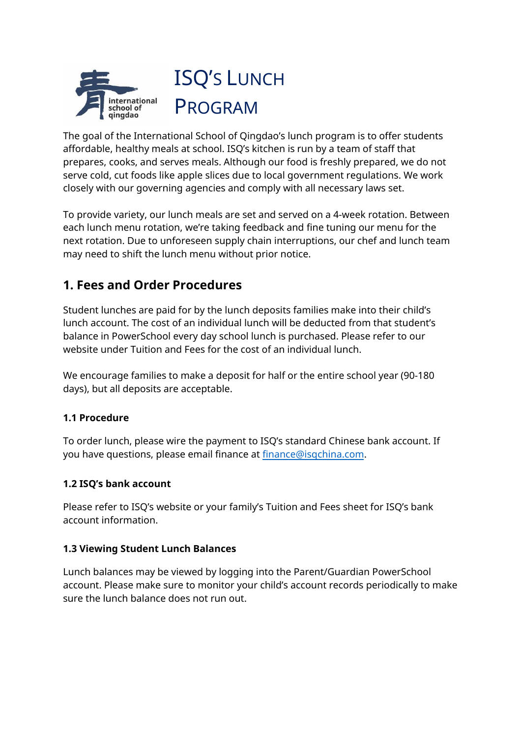# ISQ's Lunch Program

The goal of the International School of Qingdao's lunch program is to offer students affordable, healthy meals at school. ISQ's kitchen is run by a team of staff that prepares, cooks, and serves meals. Although our food is freshly prepared, we do not serve cold, cut foods like apple slices due to local government regulations. We work closely with our governing agencies and comply with all necessary laws set.

To provide variety, our lunch meals are set and served on a 4-week rotation. Between each lunch menu rotation, we're taking feedback and fine tuning our menu for the next rotation. Due to unforeseen supply chain interruptions, our chef and lunch team may need to shift the lunch menu without prior notice.

## 1. Fees and Order Procedures

Student lunches are paid for by the lunch deposits families make into their child's lunch account. The cost of an individual lunch will be deducted from that student's balance in PowerSchool every day school lunch is purchased. Please refer to our website under Tuition and Fees for the cost of an individual lunch.

We encourage families to make a deposit for half or the entire school year (90-180 days), but all deposits are acceptable.

### 1.1 Procedure

To order lunch, please wire the payment to ISQ's standard Chinese bank account. If you have questions, please email finance at finance@isqchina.com.

### 1.2 ISQ's bank account

Please refer to ISQ's website or your family's Tuition and Fees sheet for ISQ's bank account information.

### 1.3 Viewing Student Lunch Balances

Lunch balances may be viewed by logging into the Parent/Guardian PowerSchool account. Please make sure to monitor your child's account records periodically to make sure the lunch balance does not run out.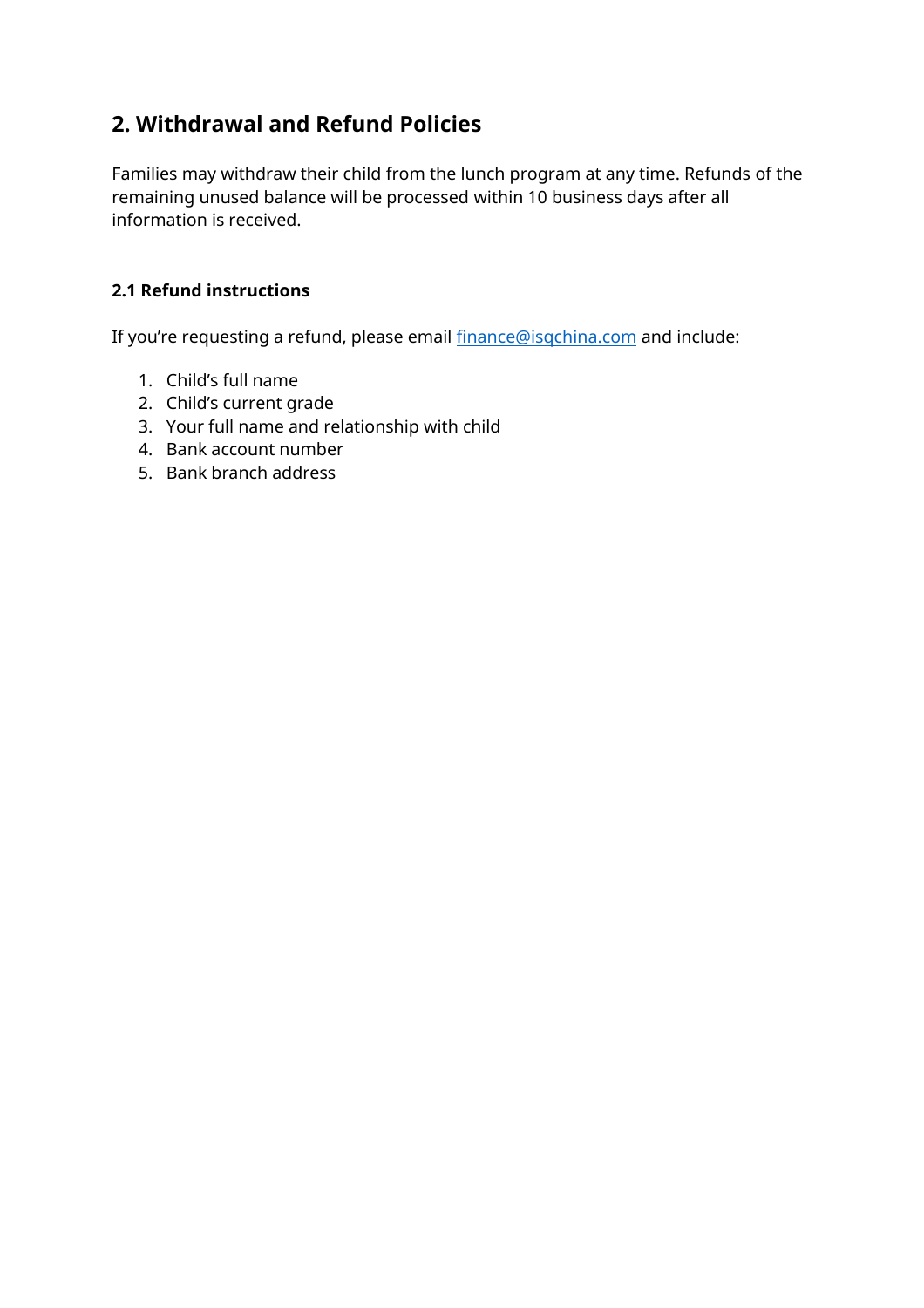## 2. Withdrawal and Refund Policies

Families may withdraw their child from the lunch program at any time. Refunds of the remaining unused balance will be processed within 10 business days after all information is received.

### 2.1 Refund instructions

If you're requesting a refund, please email finance@isqchina.com and include:

1. Child's full name
2. Child's current grade
3. Your full name and relationship with child
4. Bank account number
5. Bank branch address